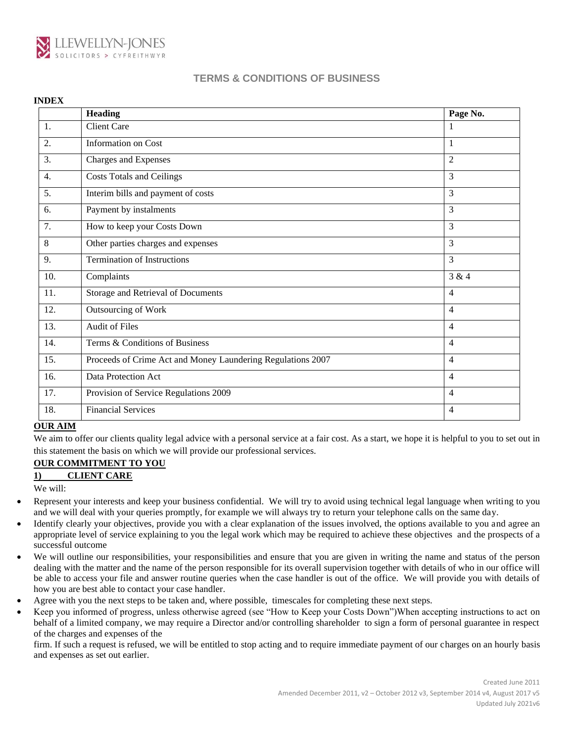LLEWELLYN-JONES
SOLICITORS > CYFREITHWYR

# TERMS & CONDITIONS OF BUSINESS

**INDEX**

| | **Heading** | **Page No.** |
|---|---|---|
| 1. | Client Care | 1 |
| 2. | Information on Cost | 1 |
| 3. | Charges and Expenses | 2 |
| 4. | Costs Totals and Ceilings | 3 |
| 5. | Interim bills and payment of costs | 3 |
| 6. | Payment by instalments | 3 |
| 7. | How to keep your Costs Down | 3 |
| 8 | Other parties charges and expenses | 3 |
| 9. | Termination of Instructions | 3 |
| 10. | Complaints | 3 & 4 |
| 11. | Storage and Retrieval of Documents | 4 |
| 12. | Outsourcing of Work | 4 |
| 13. | Audit of Files | 4 |
| 14. | Terms & Conditions of Business | 4 |
| 15. | Proceeds of Crime Act and Money Laundering Regulations 2007 | 4 |
| 16. | Data Protection Act | 4 |
| 17. | Provision of Service Regulations 2009 | 4 |
| 18. | Financial Services | 4 |

**OUR AIM**

We aim to offer our clients quality legal advice with a personal service at a fair cost. As a start, we hope it is helpful to you to set out in this statement the basis on which we will provide our professional services.

**OUR COMMITMENT TO YOU**

**1) CLIENT CARE**

We will:

- Represent your interests and keep your business confidential. We will try to avoid using technical legal language when writing to you and we will deal with your queries promptly, for example we will always try to return your telephone calls on the same day.
- Identify clearly your objectives, provide you with a clear explanation of the issues involved, the options available to you and agree an appropriate level of service explaining to you the legal work which may be required to achieve these objectives and the prospects of a successful outcome
- We will outline our responsibilities, your responsibilities and ensure that you are given in writing the name and status of the person dealing with the matter and the name of the person responsible for its overall supervision together with details of who in our office will be able to access your file and answer routine queries when the case handler is out of the office. We will provide you with details of how you are best able to contact your case handler.
- Agree with you the next steps to be taken and, where possible, timescales for completing these next steps.
- Keep you informed of progress, unless otherwise agreed (see "How to Keep your Costs Down")When accepting instructions to act on behalf of a limited company, we may require a Director and/or controlling shareholder to sign a form of personal guarantee in respect of the charges and expenses of the firm. If such a request is refused, we will be entitled to stop acting and to require immediate payment of our charges on an hourly basis and expenses as set out earlier.

Created June 2011
Amended December 2011, v2 – October 2012 v3, September 2014 v4, August 2017 v5
Updated July 2021v6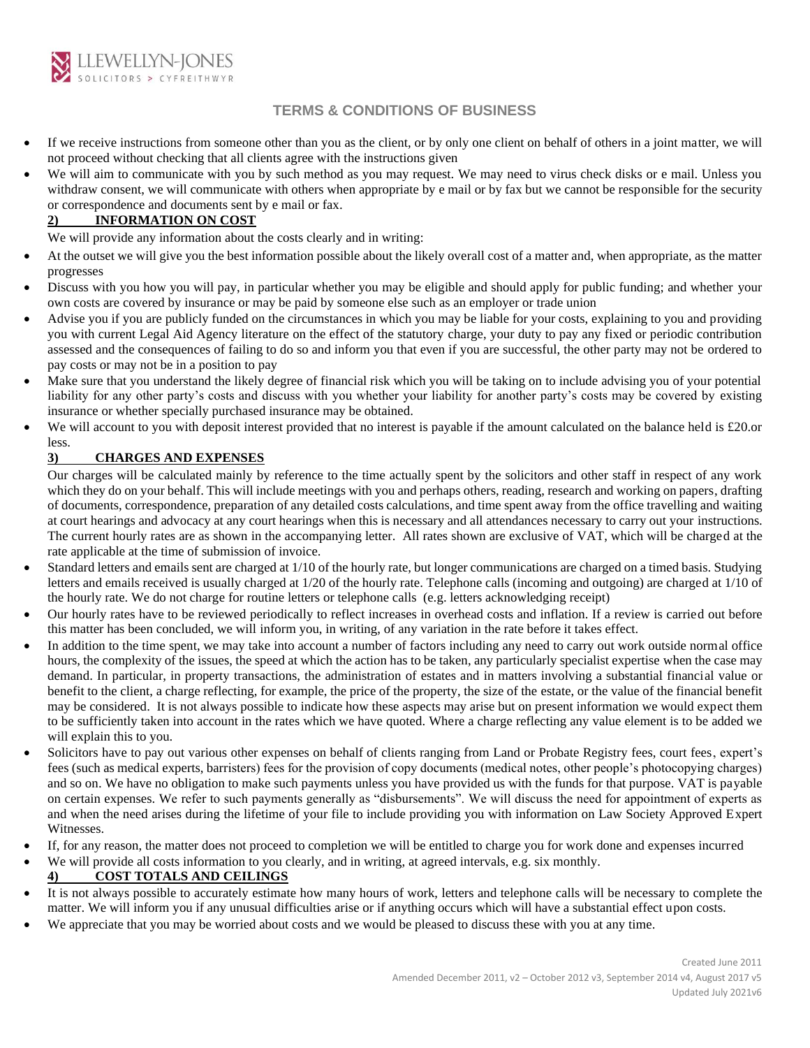## TERMS & CONDITIONS OF BUSINESS

- If we receive instructions from someone other than you as the client, or by only one client on behalf of others in a joint matter, we will not proceed without checking that all clients agree with the instructions given
- We will aim to communicate with you by such method as you may request. We may need to virus check disks or e mail. Unless you withdraw consent, we will communicate with others when appropriate by e mail or by fax but we cannot be responsible for the security or correspondence and documents sent by e mail or fax.

### 2) INFORMATION ON COST

We will provide any information about the costs clearly and in writing:

- At the outset we will give you the best information possible about the likely overall cost of a matter and, when appropriate, as the matter progresses
- Discuss with you how you will pay, in particular whether you may be eligible and should apply for public funding; and whether your own costs are covered by insurance or may be paid by someone else such as an employer or trade union
- Advise you if you are publicly funded on the circumstances in which you may be liable for your costs, explaining to you and providing you with current Legal Aid Agency literature on the effect of the statutory charge, your duty to pay any fixed or periodic contribution assessed and the consequences of failing to do so and inform you that even if you are successful, the other party may not be ordered to pay costs or may not be in a position to pay
- Make sure that you understand the likely degree of financial risk which you will be taking on to include advising you of your potential liability for any other party's costs and discuss with you whether your liability for another party's costs may be covered by existing insurance or whether specially purchased insurance may be obtained.
- We will account to you with deposit interest provided that no interest is payable if the amount calculated on the balance held is £20.or less.

### 3) CHARGES AND EXPENSES

Our charges will be calculated mainly by reference to the time actually spent by the solicitors and other staff in respect of any work which they do on your behalf. This will include meetings with you and perhaps others, reading, research and working on papers, drafting of documents, correspondence, preparation of any detailed costs calculations, and time spent away from the office travelling and waiting at court hearings and advocacy at any court hearings when this is necessary and all attendances necessary to carry out your instructions. The current hourly rates are as shown in the accompanying letter. All rates shown are exclusive of VAT, which will be charged at the rate applicable at the time of submission of invoice.

- Standard letters and emails sent are charged at 1/10 of the hourly rate, but longer communications are charged on a timed basis. Studying letters and emails received is usually charged at 1/20 of the hourly rate. Telephone calls (incoming and outgoing) are charged at 1/10 of the hourly rate. We do not charge for routine letters or telephone calls (e.g. letters acknowledging receipt)
- Our hourly rates have to be reviewed periodically to reflect increases in overhead costs and inflation. If a review is carried out before this matter has been concluded, we will inform you, in writing, of any variation in the rate before it takes effect.
- In addition to the time spent, we may take into account a number of factors including any need to carry out work outside normal office hours, the complexity of the issues, the speed at which the action has to be taken, any particularly specialist expertise when the case may demand. In particular, in property transactions, the administration of estates and in matters involving a substantial financial value or benefit to the client, a charge reflecting, for example, the price of the property, the size of the estate, or the value of the financial benefit may be considered. It is not always possible to indicate how these aspects may arise but on present information we would expect them to be sufficiently taken into account in the rates which we have quoted. Where a charge reflecting any value element is to be added we will explain this to you.
- Solicitors have to pay out various other expenses on behalf of clients ranging from Land or Probate Registry fees, court fees, expert's fees (such as medical experts, barristers) fees for the provision of copy documents (medical notes, other people's photocopying charges) and so on. We have no obligation to make such payments unless you have provided us with the funds for that purpose. VAT is payable on certain expenses. We refer to such payments generally as "disbursements". We will discuss the need for appointment of experts as and when the need arises during the lifetime of your file to include providing you with information on Law Society Approved Expert Witnesses.
- If, for any reason, the matter does not proceed to completion we will be entitled to charge you for work done and expenses incurred
- We will provide all costs information to you clearly, and in writing, at agreed intervals, e.g. six monthly.

### 4) COST TOTALS AND CEILINGS

- It is not always possible to accurately estimate how many hours of work, letters and telephone calls will be necessary to complete the matter. We will inform you if any unusual difficulties arise or if anything occurs which will have a substantial effect upon costs.
- We appreciate that you may be worried about costs and we would be pleased to discuss these with you at any time.

Created June 2011
Amended December 2011, v2 – October 2012 v3, September 2014 v4, August 2017 v5
Updated July 2021v6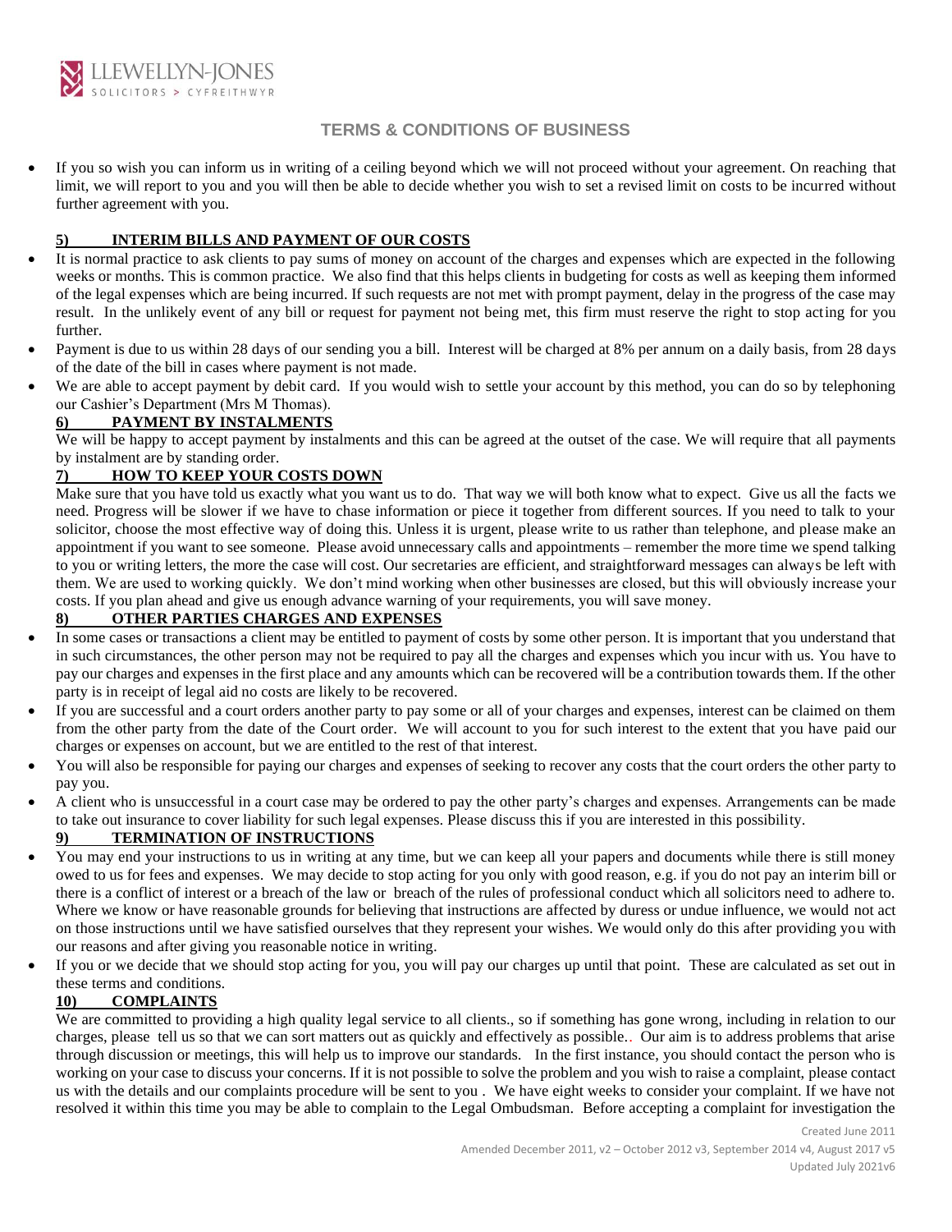## TERMS & CONDITIONS OF BUSINESS

- If you so wish you can inform us in writing of a ceiling beyond which we will not proceed without your agreement. On reaching that limit, we will report to you and you will then be able to decide whether you wish to set a revised limit on costs to be incurred without further agreement with you.

### 5) INTERIM BILLS AND PAYMENT OF OUR COSTS

- It is normal practice to ask clients to pay sums of money on account of the charges and expenses which are expected in the following weeks or months. This is common practice. We also find that this helps clients in budgeting for costs as well as keeping them informed of the legal expenses which are being incurred. If such requests are not met with prompt payment, delay in the progress of the case may result. In the unlikely event of any bill or request for payment not being met, this firm must reserve the right to stop acting for you further.
- Payment is due to us within 28 days of our sending you a bill. Interest will be charged at 8% per annum on a daily basis, from 28 days of the date of the bill in cases where payment is not made.
- We are able to accept payment by debit card. If you would wish to settle your account by this method, you can do so by telephoning our Cashier's Department (Mrs M Thomas).

### 6) PAYMENT BY INSTALMENTS

We will be happy to accept payment by instalments and this can be agreed at the outset of the case. We will require that all payments by instalment are by standing order.

### 7) HOW TO KEEP YOUR COSTS DOWN

Make sure that you have told us exactly what you want us to do. That way we will both know what to expect. Give us all the facts we need. Progress will be slower if we have to chase information or piece it together from different sources. If you need to talk to your solicitor, choose the most effective way of doing this. Unless it is urgent, please write to us rather than telephone, and please make an appointment if you want to see someone. Please avoid unnecessary calls and appointments – remember the more time we spend talking to you or writing letters, the more the case will cost. Our secretaries are efficient, and straightforward messages can always be left with them. We are used to working quickly. We don't mind working when other businesses are closed, but this will obviously increase your costs. If you plan ahead and give us enough advance warning of your requirements, you will save money.

### 8) OTHER PARTIES CHARGES AND EXPENSES

- In some cases or transactions a client may be entitled to payment of costs by some other person. It is important that you understand that in such circumstances, the other person may not be required to pay all the charges and expenses which you incur with us. You have to pay our charges and expenses in the first place and any amounts which can be recovered will be a contribution towards them. If the other party is in receipt of legal aid no costs are likely to be recovered.
- If you are successful and a court orders another party to pay some or all of your charges and expenses, interest can be claimed on them from the other party from the date of the Court order. We will account to you for such interest to the extent that you have paid our charges or expenses on account, but we are entitled to the rest of that interest.
- You will also be responsible for paying our charges and expenses of seeking to recover any costs that the court orders the other party to pay you.
- A client who is unsuccessful in a court case may be ordered to pay the other party's charges and expenses. Arrangements can be made to take out insurance to cover liability for such legal expenses. Please discuss this if you are interested in this possibility.

### 9) TERMINATION OF INSTRUCTIONS

- You may end your instructions to us in writing at any time, but we can keep all your papers and documents while there is still money owed to us for fees and expenses. We may decide to stop acting for you only with good reason, e.g. if you do not pay an interim bill or there is a conflict of interest or a breach of the law or breach of the rules of professional conduct which all solicitors need to adhere to. Where we know or have reasonable grounds for believing that instructions are affected by duress or undue influence, we would not act on those instructions until we have satisfied ourselves that they represent your wishes. We would only do this after providing you with our reasons and after giving you reasonable notice in writing.
- If you or we decide that we should stop acting for you, you will pay our charges up until that point. These are calculated as set out in these terms and conditions.

### 10) COMPLAINTS

We are committed to providing a high quality legal service to all clients., so if something has gone wrong, including in relation to our charges, please tell us so that we can sort matters out as quickly and effectively as possible.. Our aim is to address problems that arise through discussion or meetings, this will help us to improve our standards. In the first instance, you should contact the person who is working on your case to discuss your concerns. If it is not possible to solve the problem and you wish to raise a complaint, please contact us with the details and our complaints procedure will be sent to you . We have eight weeks to consider your complaint. If we have not resolved it within this time you may be able to complain to the Legal Ombudsman. Before accepting a complaint for investigation the

Created June 2011
Amended December 2011, v2 – October 2012 v3, September 2014 v4, August 2017 v5
Updated July 2021v6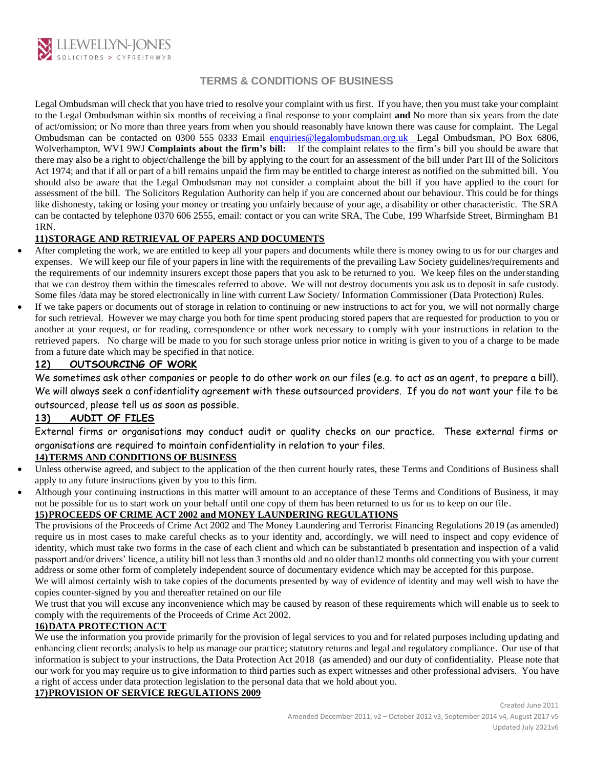# TERMS & CONDITIONS OF BUSINESS

Legal Ombudsman will check that you have tried to resolve your complaint with us first. If you have, then you must take your complaint to the Legal Ombudsman within six months of receiving a final response to your complaint **and** No more than six years from the date of act/omission; or No more than three years from when you should reasonably have known there was cause for complaint. The Legal Ombudsman can be contacted on 0300 555 0333 Email enquiries@legalombudsman.org.uk Legal Ombudsman, PO Box 6806, Wolverhampton, WV1 9WJ **Complaints about the firm's bill:** If the complaint relates to the firm's bill you should be aware that there may also be a right to object/challenge the bill by applying to the court for an assessment of the bill under Part III of the Solicitors Act 1974; and that if all or part of a bill remains unpaid the firm may be entitled to charge interest as notified on the submitted bill. You should also be aware that the Legal Ombudsman may not consider a complaint about the bill if you have applied to the court for assessment of the bill. The Solicitors Regulation Authority can help if you are concerned about our behaviour. This could be for things like dishonesty, taking or losing your money or treating you unfairly because of your age, a disability or other characteristic. The SRA can be contacted by telephone 0370 606 2555, email: contact or you can write SRA, The Cube, 199 Wharfside Street, Birmingham B1 1RN.

## 11) STORAGE AND RETRIEVAL OF PAPERS AND DOCUMENTS

- After completing the work, we are entitled to keep all your papers and documents while there is money owing to us for our charges and expenses. We will keep our file of your papers in line with the requirements of the prevailing Law Society guidelines/requirements and the requirements of our indemnity insurers except those papers that you ask to be returned to you. We keep files on the understanding that we can destroy them within the timescales referred to above. We will not destroy documents you ask us to deposit in safe custody. Some files /data may be stored electronically in line with current Law Society/ Information Commissioner (Data Protection) Rules.
- If we take papers or documents out of storage in relation to continuing or new instructions to act for you, we will not normally charge for such retrieval. However we may charge you both for time spent producing stored papers that are requested for production to you or another at your request, or for reading, correspondence or other work necessary to comply with your instructions in relation to the retrieved papers. No charge will be made to you for such storage unless prior notice in writing is given to you of a charge to be made from a future date which may be specified in that notice.

## 12) OUTSOURCING OF WORK

We sometimes ask other companies or people to do other work on our files (e.g. to act as an agent, to prepare a bill). We will always seek a confidentiality agreement with these outsourced providers. If you do not want your file to be outsourced, please tell us as soon as possible.

## 13) AUDIT OF FILES

External firms or organisations may conduct audit or quality checks on our practice. These external firms or organisations are required to maintain confidentiality in relation to your files.

## 14) TERMS AND CONDITIONS OF BUSINESS

- Unless otherwise agreed, and subject to the application of the then current hourly rates, these Terms and Conditions of Business shall apply to any future instructions given by you to this firm.
- Although your continuing instructions in this matter will amount to an acceptance of these Terms and Conditions of Business, it may not be possible for us to start work on your behalf until one copy of them has been returned to us for us to keep on our file.

## 15) PROCEEDS OF CRIME ACT 2002 and MONEY LAUNDERING REGULATIONS

The provisions of the Proceeds of Crime Act 2002 and The Money Laundering and Terrorist Financing Regulations 2019 (as amended) require us in most cases to make careful checks as to your identity and, accordingly, we will need to inspect and copy evidence of identity, which must take two forms in the case of each client and which can be substantiated b presentation and inspection of a valid passport and/or drivers' licence, a utility bill not less than 3 months old and no older than12 months old connecting you with your current address or some other form of completely independent source of documentary evidence which may be accepted for this purpose.

We will almost certainly wish to take copies of the documents presented by way of evidence of identity and may well wish to have the copies counter-signed by you and thereafter retained on our file

We trust that you will excuse any inconvenience which may be caused by reason of these requirements which will enable us to seek to comply with the requirements of the Proceeds of Crime Act 2002.

## 16) DATA PROTECTION ACT

We use the information you provide primarily for the provision of legal services to you and for related purposes including updating and enhancing client records; analysis to help us manage our practice; statutory returns and legal and regulatory compliance. Our use of that information is subject to your instructions, the Data Protection Act 2018 (as amended) and our duty of confidentiality. Please note that our work for you may require us to give information to third parties such as expert witnesses and other professional advisers. You have a right of access under data protection legislation to the personal data that we hold about you.

## 17) PROVISION OF SERVICE REGULATIONS 2009

Created June 2011
Amended December 2011, v2 – October 2012 v3, September 2014 v4, August 2017 v5
Updated July 2021v6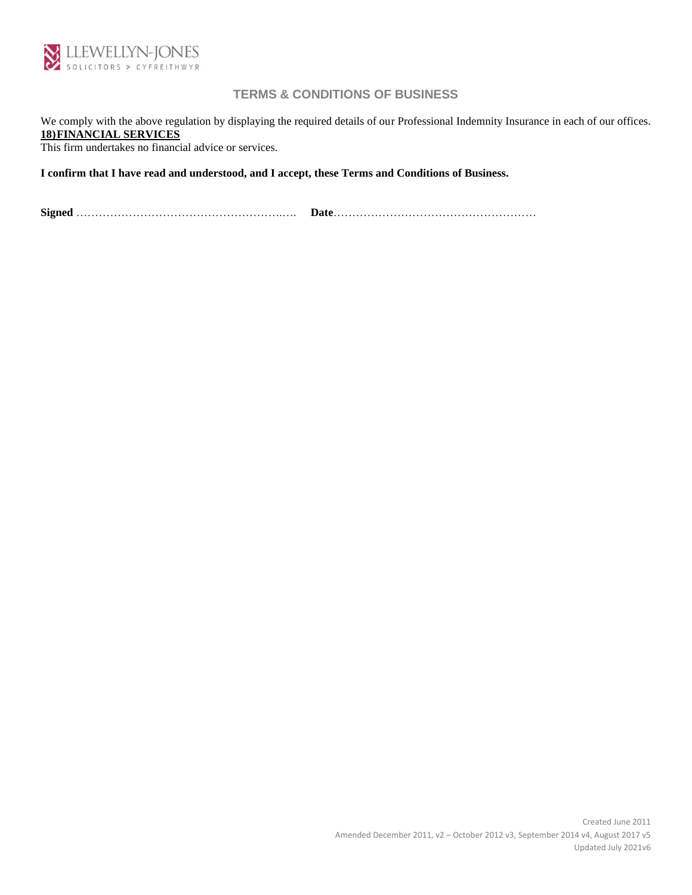We comply with the above regulation by displaying the required details of our Professional Indemnity Insurance in each of our offices.

**18)FINANCIAL SERVICES**

This firm undertakes no financial advice or services.

**I confirm that I have read and understood, and I accept, these Terms and Conditions of Business.**

**Signed** ………………………………………………..…. **Date**………………………………………………

Created June 2011
Amended December 2011, v2 – October 2012 v3, September 2014 v4, August 2017 v5
Updated July 2021v6